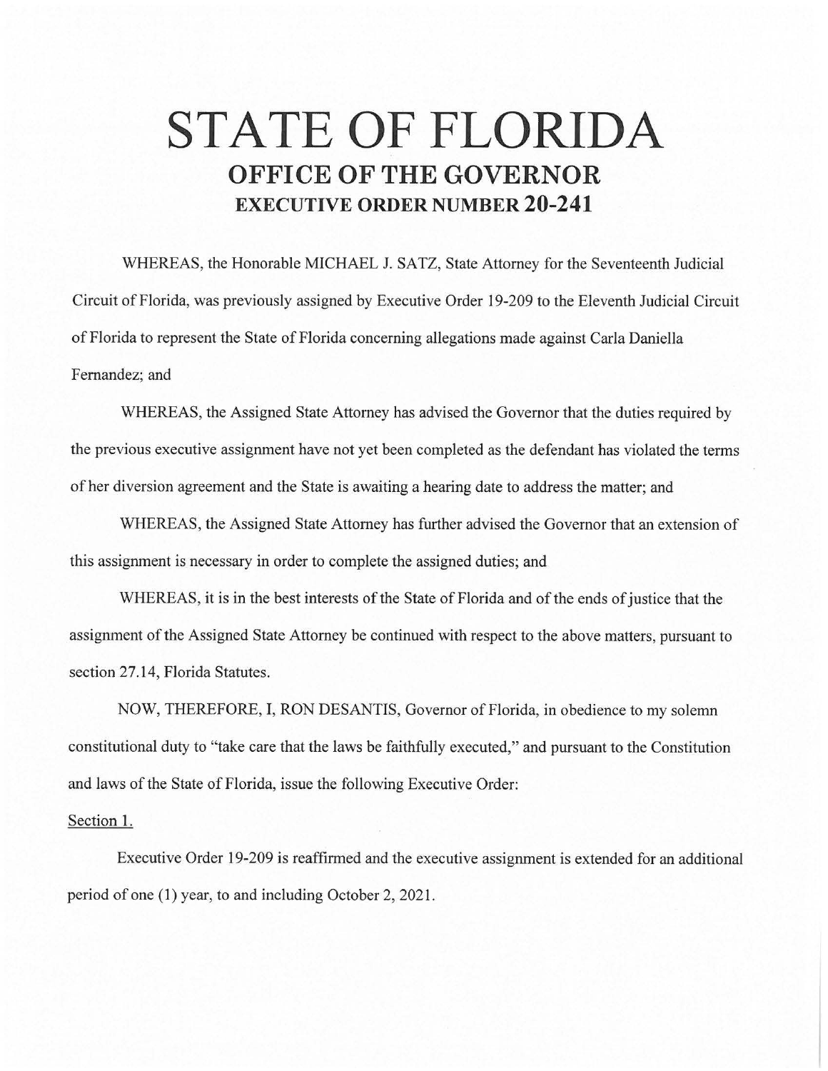# STATE OF FLORIDA

## OFFICE OF THE GOVERNOR

### EXECUTIVE ORDER NUMBER 20-241

WHEREAS, the Honorable MICHAEL J. SATZ, State Attorney for the Seventeenth Judicial Circuit of Florida, was previously assigned by Executive Order 19-209 to the Eleventh Judicial Circuit of Florida to represent the State of Florida concerning allegations made against Carla Daniella Fernandez; and

WHEREAS, the Assigned State Attorney has advised the Governor that the duties required by the previous executive assignment have not yet been completed as the defendant has violated the terms of her diversion agreement and the State is awaiting a hearing date to address the matter; and

WHEREAS, the Assigned State Attorney has further advised the Governor that an extension of this assignment is necessary in order to complete the assigned duties; and

WHEREAS, it is in the best interests of the State of Florida and of the ends of justice that the assignment of the Assigned State Attorney be continued with respect to the above matters, pursuant to section 27.14, Florida Statutes.

NOW, THEREFORE, I, RON DESANTIS, Governor of Florida, in obedience to my solemn constitutional duty to "take care that the laws be faithfully executed," and pursuant to the Constitution and laws of the State of Florida, issue the following Executive Order:

Section 1.

Executive Order 19-209 is reaffirmed and the executive assignment is extended for an additional period of one (1) year, to and including October 2, 2021.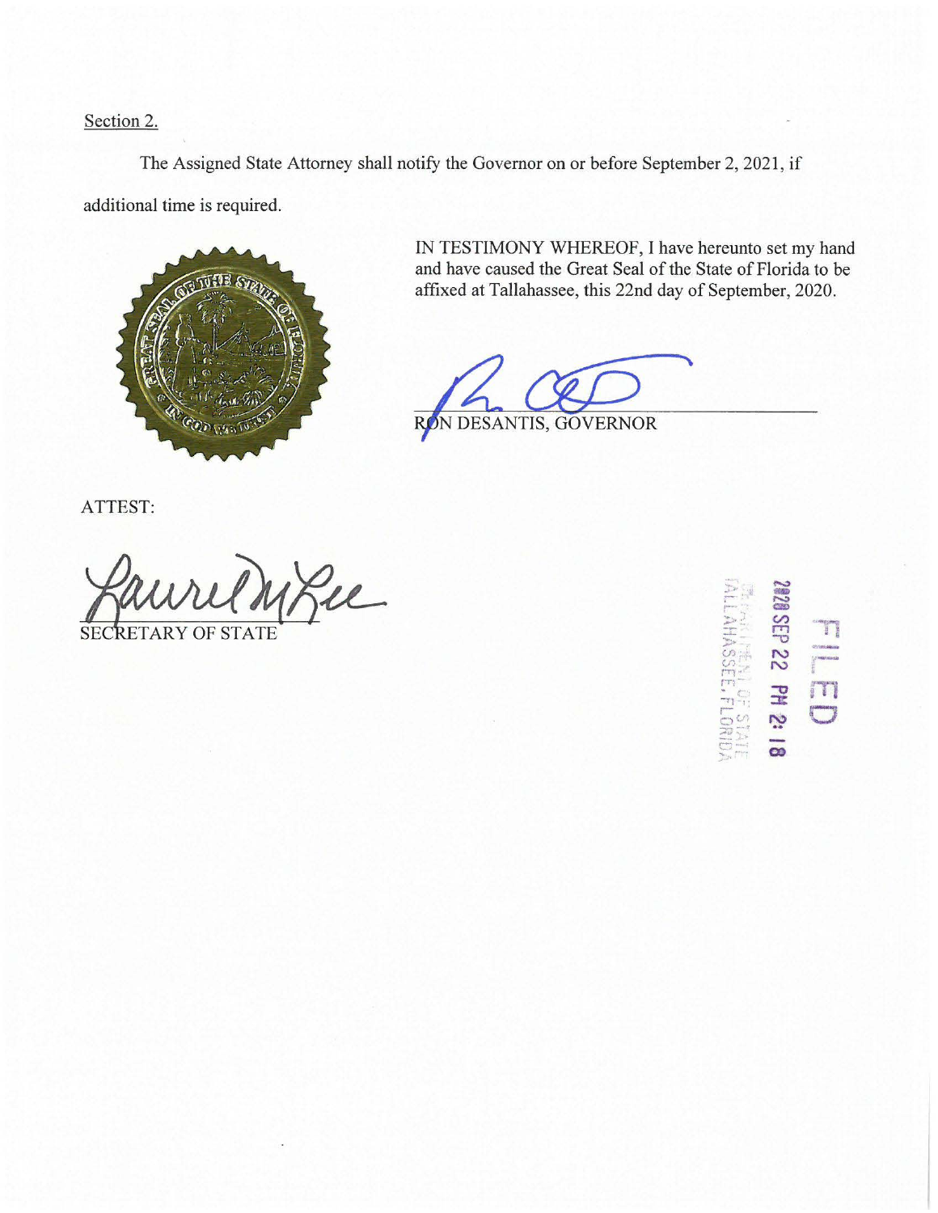Section 2.

The Assigned State Attorney shall notify the Governor on or before September 2, 2021, if additional time is required.

IN TESTIMONY WHEREOF, I have hereunto set my hand and have caused the Great Seal of the State of Florida to be affixed at Tallahassee, this 22nd day of September, 2020.

RON DESANTIS, GOVERNOR

ATTEST:

SECRETARY OF STATE

FILED

2020 SEP 22 PM 2:18

DEPARTMENT OF STATE
TALLAHASSEE, FLORIDA